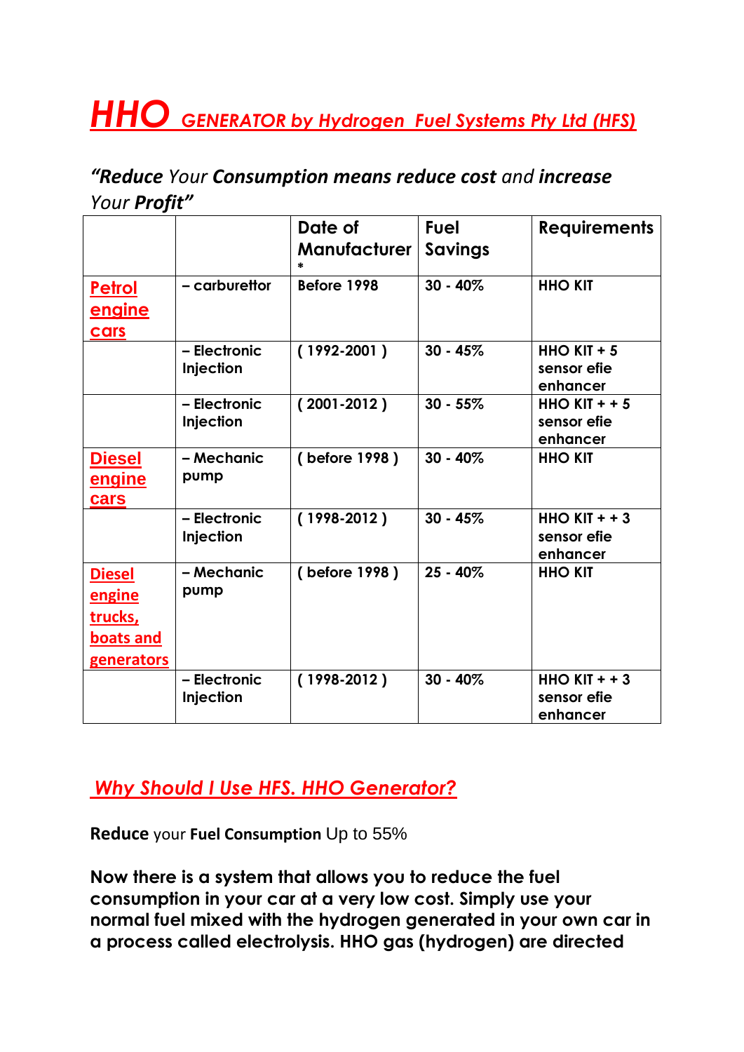# *HHO GENERATOR by Hydrogen Fuel Systems Pty Ltd (HFS)*

*"**Reduce** Your **Consumption means reduce cost** and **increase** Your **Profit**"*

| | | Date of Manufacturer * | Fuel Savings | Requirements |
|---|---|---|---|---|
| **Petrol engine cars** | – carburettor | Before 1998 | 30 - 40% | HHO KIT |
| | – Electronic Injection | ( 1992-2001 ) | 30 - 45% | HHO KIT + 5 sensor efie enhancer |
| | – Electronic Injection | ( 2001-2012 ) | 30 - 55% | HHO KIT + + 5 sensor efie enhancer |
| **Diesel engine cars** | – Mechanic pump | ( before 1998 ) | 30 - 40% | HHO KIT |
| | – Electronic Injection | ( 1998-2012 ) | 30 - 45% | HHO KIT + + 3 sensor efie enhancer |
| **Diesel engine trucks, boats and generators** | – Mechanic pump | ( before 1998 ) | 25 - 40% | HHO KIT |
| | – Electronic Injection | ( 1998-2012 ) | 30 - 40% | HHO KIT + + 3 sensor efie enhancer |

## *Why Should I Use HFS. HHO Generator?*

**Reduce** your **Fuel Consumption** Up to 55%

**Now there is a system that allows you to reduce the fuel consumption in your car at a very low cost. Simply use your normal fuel mixed with the hydrogen generated in your own car in a process called electrolysis. HHO gas (hydrogen) are directed**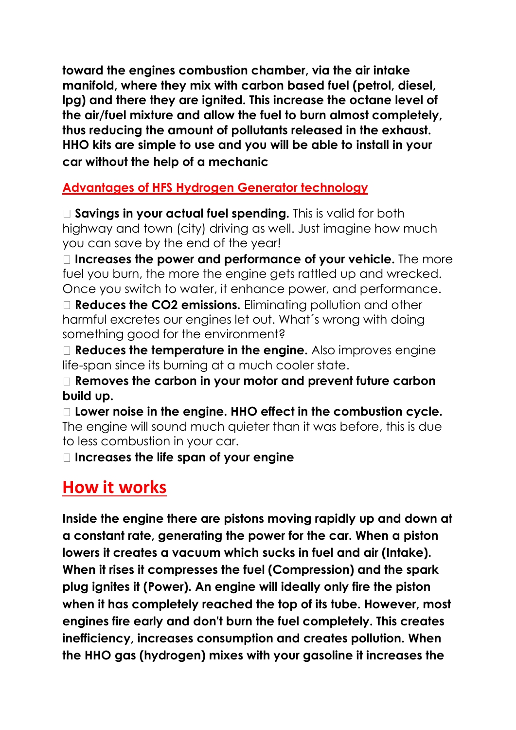**toward the engines combustion chamber, via the air intake manifold, where they mix with carbon based fuel (petrol, diesel, lpg) and there they are ignited. This increase the octane level of the air/fuel mixture and allow the fuel to burn almost completely, thus reducing the amount of pollutants released in the exhaust. HHO kits are simple to use and you will be able to install in your car without the help of a mechanic**

## Advantages of HFS Hydrogen Generator technology

- **Savings in your actual fuel spending.** This is valid for both highway and town (city) driving as well. Just imagine how much you can save by the end of the year!
- **Increases the power and performance of your vehicle.** The more fuel you burn, the more the engine gets rattled up and wrecked. Once you switch to water, it enhance power, and performance.
- **Reduces the CO2 emissions.** Eliminating pollution and other harmful excretes our engines let out. What´s wrong with doing something good for the environment?
- **Reduces the temperature in the engine.** Also improves engine life-span since its burning at a much cooler state.
- **Removes the carbon in your motor and prevent future carbon build up.**
- **Lower noise in the engine. HHO effect in the combustion cycle.** The engine will sound much quieter than it was before, this is due to less combustion in your car.
- **Increases the life span of your engine**

# How it works

**Inside the engine there are pistons moving rapidly up and down at a constant rate, generating the power for the car. When a piston lowers it creates a vacuum which sucks in fuel and air (Intake). When it rises it compresses the fuel (Compression) and the spark plug ignites it (Power). An engine will ideally only fire the piston when it has completely reached the top of its tube. However, most engines fire early and don't burn the fuel completely. This creates inefficiency, increases consumption and creates pollution. When the HHO gas (hydrogen) mixes with your gasoline it increases the**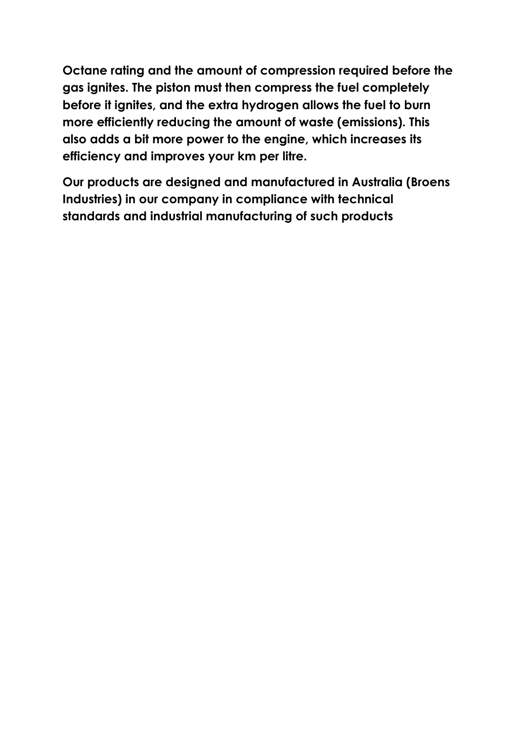**Octane rating and the amount of compression required before the gas ignites. The piston must then compress the fuel completely before it ignites, and the extra hydrogen allows the fuel to burn more efficiently reducing the amount of waste (emissions). This also adds a bit more power to the engine, which increases its efficiency and improves your km per litre.**

**Our products are designed and manufactured in Australia (Broens Industries) in our company in compliance with technical standards and industrial manufacturing of such products**